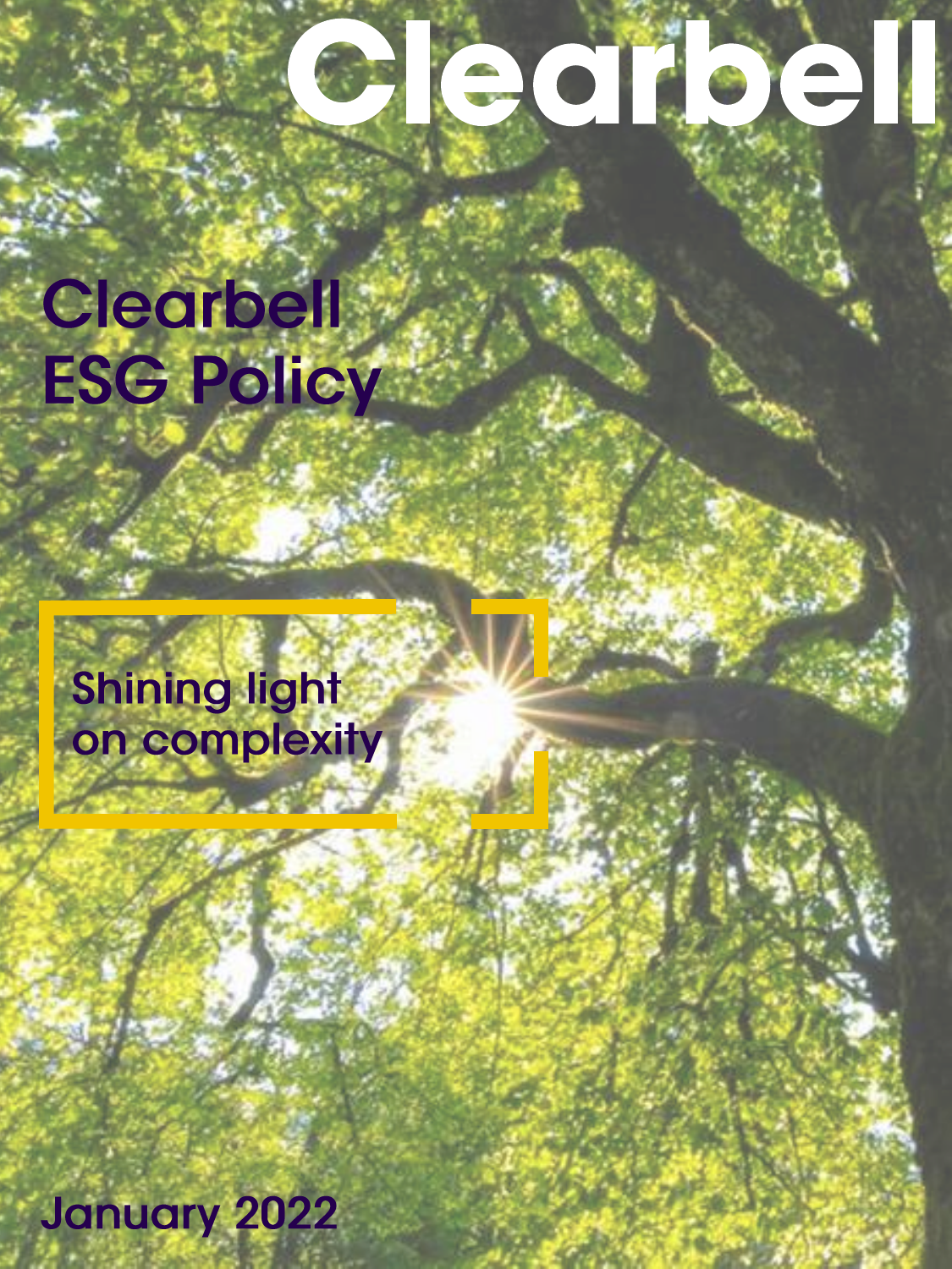# Clearbell

# Clearbell ESG Policy

Shining light on complexity

January 2022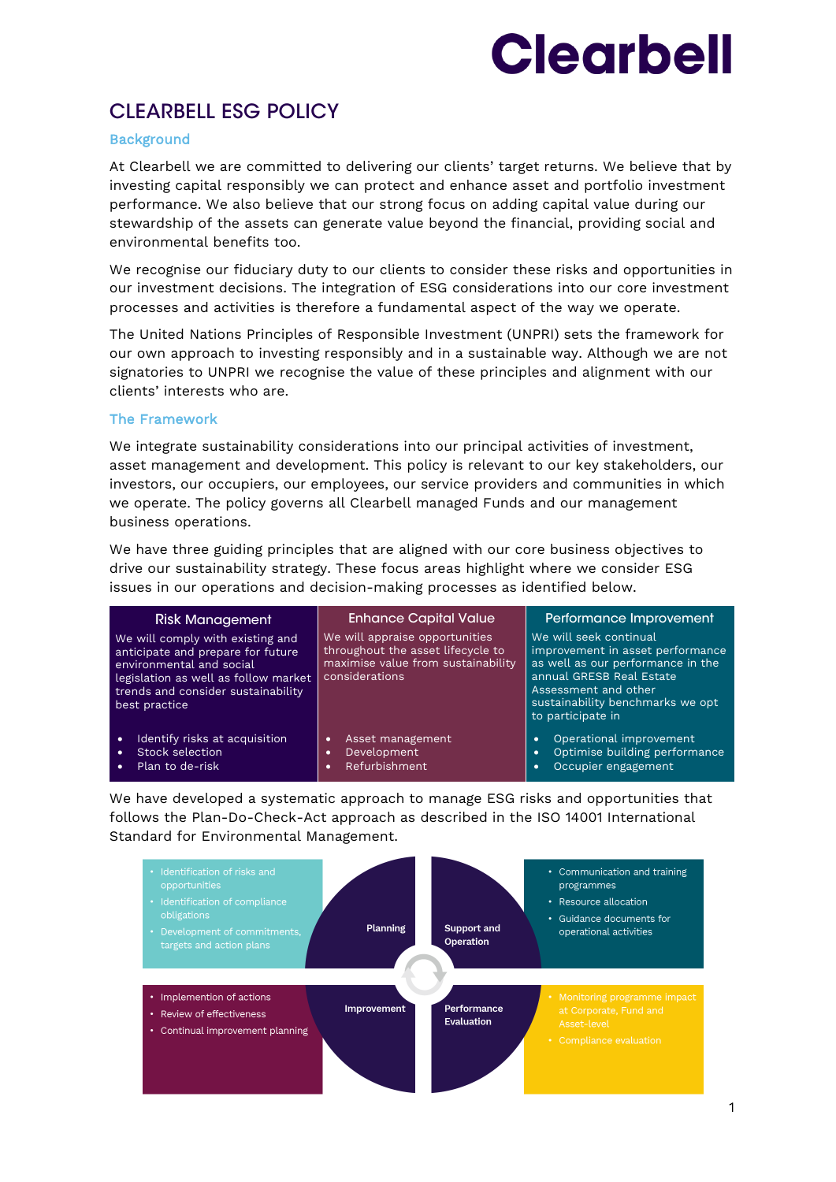# CLEARBELL ESG POLICY

## Background

At Clearbell we are committed to delivering our clients' target returns. We believe that by investing capital responsibly we can protect and enhance asset and portfolio investment performance. We also believe that our strong focus on adding capital value during our stewardship of the assets can generate value beyond the financial, providing social and environmental benefits too.

We recognise our fiduciary duty to our clients to consider these risks and opportunities in our investment decisions. The integration of ESG considerations into our core investment processes and activities is therefore a fundamental aspect of the way we operate.

The United Nations Principles of Responsible Investment (UNPRI) sets the framework for our own approach to investing responsibly and in a sustainable way. Although we are not signatories to UNPRI we recognise the value of these principles and alignment with our clients' interests who are.

## The Framework

We integrate sustainability considerations into our principal activities of investment, asset management and development. This policy is relevant to our key stakeholders, our investors, our occupiers, our employees, our service providers and communities in which we operate. The policy governs all Clearbell managed Funds and our management business operations.

We have three guiding principles that are aligned with our core business objectives to drive our sustainability strategy. These focus areas highlight where we consider ESG issues in our operations and decision-making processes as identified below.

| Risk Management | Enhance Capital Value | Performance Improvement |
| --- | --- | --- |
| We will comply with existing and anticipate and prepare for future environmental and social legislation as well as follow market trends and consider sustainability best practice | We will appraise opportunities throughout the asset lifecycle to maximise value from sustainability considerations | We will seek continual improvement in asset performance as well as our performance in the annual GRESB Real Estate Assessment and other sustainability benchmarks we opt to participate in |
| • Identify risks at acquisition<br>• Stock selection<br>• Plan to de-risk | • Asset management<br>• Development<br>• Refurbishment | • Operational improvement<br>• Optimise building performance<br>• Occupier engagement |

We have developed a systematic approach to manage ESG risks and opportunities that follows the Plan-Do-Check-Act approach as described in the ISO 14001 International Standard for Environmental Management.

**Planning**
- Identification of risks and opportunities
- Identification of compliance obligations
- Development of commitments, targets and action plans

**Support and Operation**
- Communication and training programmes
- Resource allocation
- Guidance documents for operational activities

**Improvement**
- Implemention of actions
- Review of effectiveness
- Continual improvement planning

**Performance Evaluation**
- Monitoring programme impact at Corporate, Fund and Asset-level
- Compliance evaluation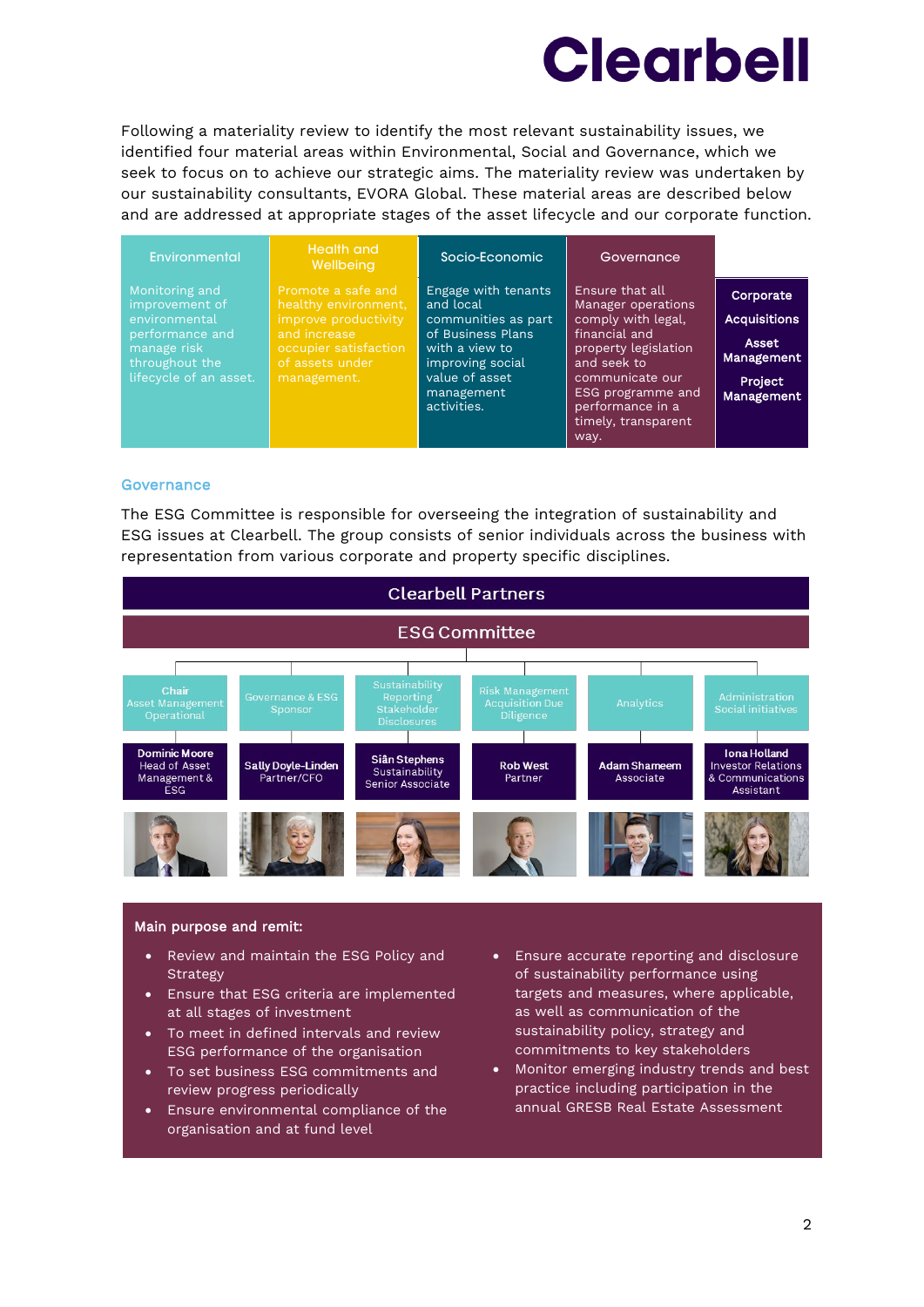Following a materiality review to identify the most relevant sustainability issues, we identified four material areas within Environmental, Social and Governance, which we seek to focus on to achieve our strategic aims. The materiality review was undertaken by our sustainability consultants, EVORA Global. These material areas are described below and are addressed at appropriate stages of the asset lifecycle and our corporate function.

| Environmental | Health and Wellbeing | Socio-Economic | Governance | |
|---|---|---|---|---|
| Monitoring and improvement of environmental performance and manage risk throughout the lifecycle of an asset. | Promote a safe and healthy environment, improve productivity and increase occupier satisfaction of assets under management. | Engage with tenants and local communities as part of Business Plans with a view to improving social value of asset management activities. | Ensure that all Manager operations comply with legal, financial and property legislation and seek to communicate our ESG programme and performance in a timely, transparent way. | **Corporate**<br>**Acquisitions**<br>**Asset Management**<br>**Project Management** |

## Governance

The ESG Committee is responsible for overseeing the integration of sustainability and ESG issues at Clearbell. The group consists of senior individuals across the business with representation from various corporate and property specific disciplines.

**Clearbell Partners**

**ESG Committee**

| Chair Asset Management Operational | Governance & ESG Sponsor | Sustainability Reporting Stakeholder Disclosures | Risk Management Acquisition Due Diligence | Analytics | Administration Social initiatives |
|---|---|---|---|---|---|
| **Dominic Moore** Head of Asset Management & ESG | **Sally Doyle-Linden** Partner/CFO | **Siân Stephens** Sustainability Senior Associate | **Rob West** Partner | **Adam Shameem** Associate | **Iona Holland** Investor Relations & Communications Assistant |

**Main purpose and remit:**

- Review and maintain the ESG Policy and Strategy
- Ensure that ESG criteria are implemented at all stages of investment
- To meet in defined intervals and review ESG performance of the organisation
- To set business ESG commitments and review progress periodically
- Ensure environmental compliance of the organisation and at fund level
- Ensure accurate reporting and disclosure of sustainability performance using targets and measures, where applicable, as well as communication of the sustainability policy, strategy and commitments to key stakeholders
- Monitor emerging industry trends and best practice including participation in the annual GRESB Real Estate Assessment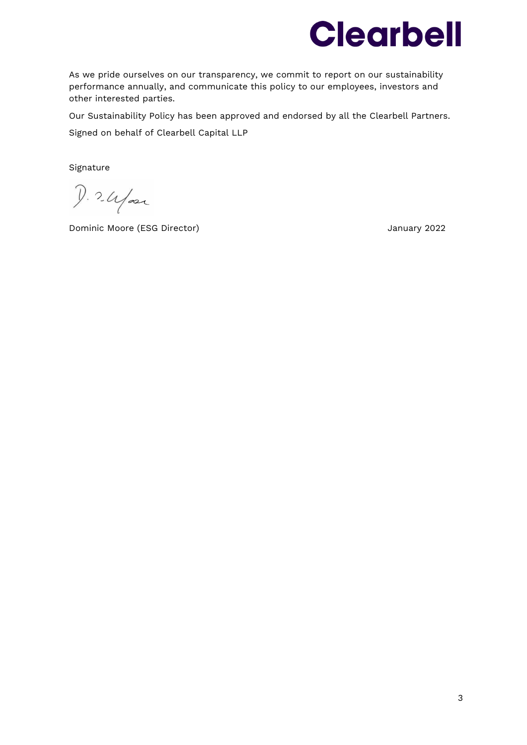As we pride ourselves on our transparency, we commit to report on our sustainability performance annually, and communicate this policy to our employees, investors and other interested parties.

Our Sustainability Policy has been approved and endorsed by all the Clearbell Partners.

Signed on behalf of Clearbell Capital LLP

Signature

Dominic Moore (ESG Director) January 2022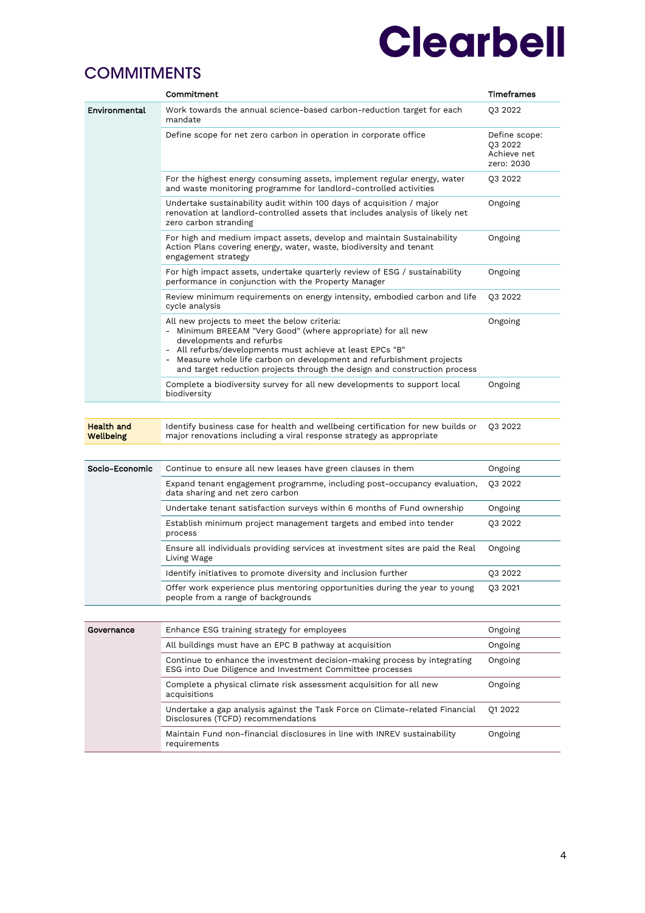# Clearbell

## COMMITMENTS

| | Commitment | Timeframes |
|---|---|---|
| **Environmental** | Work towards the annual science-based carbon-reduction target for each mandate | Q3 2022 |
| | Define scope for net zero carbon in operation in corporate office | Define scope: Q3 2022 Achieve net zero: 2030 |
| | For the highest energy consuming assets, implement regular energy, water and waste monitoring programme for landlord-controlled activities | Q3 2022 |
| | Undertake sustainability audit within 100 days of acquisition / major renovation at landlord-controlled assets that includes analysis of likely net zero carbon stranding | Ongoing |
| | For high and medium impact assets, develop and maintain Sustainability Action Plans covering energy, water, waste, biodiversity and tenant engagement strategy | Ongoing |
| | For high impact assets, undertake quarterly review of ESG / sustainability performance in conjunction with the Property Manager | Ongoing |
| | Review minimum requirements on energy intensity, embodied carbon and life cycle analysis | Q3 2022 |
| | All new projects to meet the below criteria: - Minimum BREEAM "Very Good" (where appropriate) for all new developments and refurbs - All refurbs/developments must achieve at least EPCs "B" - Measure whole life carbon on development and refurbishment projects and target reduction projects through the design and construction process | Ongoing |
| | Complete a biodiversity survey for all new developments to support local biodiversity | Ongoing |
| **Health and Wellbeing** | Identify business case for health and wellbeing certification for new builds or major renovations including a viral response strategy as appropriate | Q3 2022 |
| **Socio-Economic** | Continue to ensure all new leases have green clauses in them | Ongoing |
| | Expand tenant engagement programme, including post-occupancy evaluation, data sharing and net zero carbon | Q3 2022 |
| | Undertake tenant satisfaction surveys within 6 months of Fund ownership | Ongoing |
| | Establish minimum project management targets and embed into tender process | Q3 2022 |
| | Ensure all individuals providing services at investment sites are paid the Real Living Wage | Ongoing |
| | Identify initiatives to promote diversity and inclusion further | Q3 2022 |
| | Offer work experience plus mentoring opportunities during the year to young people from a range of backgrounds | Q3 2021 |
| **Governance** | Enhance ESG training strategy for employees | Ongoing |
| | All buildings must have an EPC B pathway at acquisition | Ongoing |
| | Continue to enhance the investment decision-making process by integrating ESG into Due Diligence and Investment Committee processes | Ongoing |
| | Complete a physical climate risk assessment acquisition for all new acquisitions | Ongoing |
| | Undertake a gap analysis against the Task Force on Climate-related Financial Disclosures (TCFD) recommendations | Q1 2022 |
| | Maintain Fund non-financial disclosures in line with INREV sustainability requirements | Ongoing |